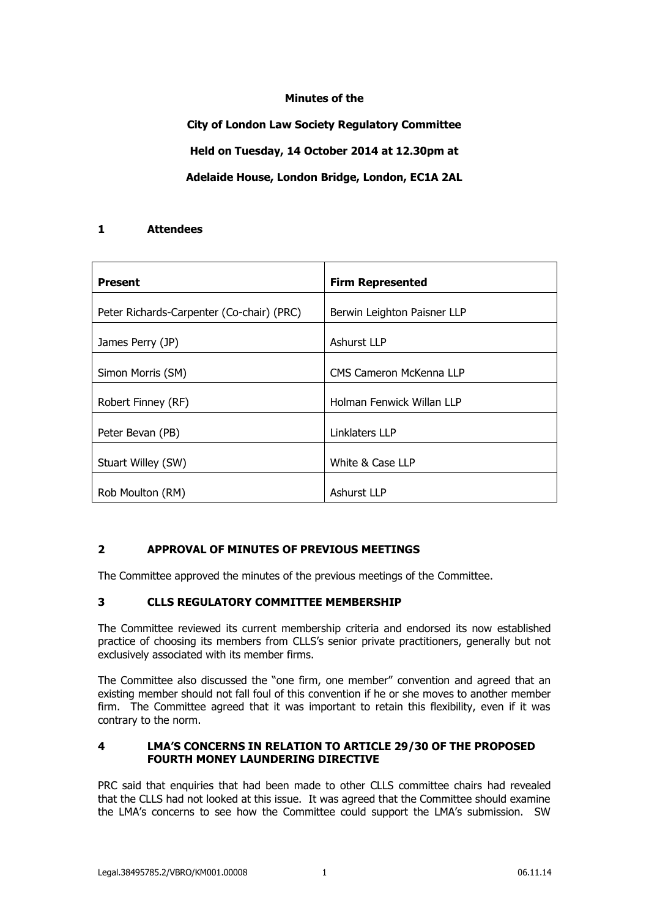**Minutes of the**

**City of London Law Society Regulatory Committee**

**Held on Tuesday, 14 October 2014 at 12.30pm at**

**Adelaide House, London Bridge, London, EC1A 2AL**

## 1 Attendees

| Present | Firm Represented |
|---|---|
| Peter Richards-Carpenter (Co-chair) (PRC) | Berwin Leighton Paisner LLP |
| James Perry (JP) | Ashurst LLP |
| Simon Morris (SM) | CMS Cameron McKenna LLP |
| Robert Finney (RF) | Holman Fenwick Willan LLP |
| Peter Bevan (PB) | Linklaters LLP |
| Stuart Willey (SW) | White & Case LLP |
| Rob Moulton (RM) | Ashurst LLP |

## 2 APPROVAL OF MINUTES OF PREVIOUS MEETINGS

The Committee approved the minutes of the previous meetings of the Committee.

## 3 CLLS REGULATORY COMMITTEE MEMBERSHIP

The Committee reviewed its current membership criteria and endorsed its now established practice of choosing its members from CLLS's senior private practitioners, generally but not exclusively associated with its member firms.

The Committee also discussed the "one firm, one member" convention and agreed that an existing member should not fall foul of this convention if he or she moves to another member firm. The Committee agreed that it was important to retain this flexibility, even if it was contrary to the norm.

## 4 LMA'S CONCERNS IN RELATION TO ARTICLE 29/30 OF THE PROPOSED FOURTH MONEY LAUNDERING DIRECTIVE

PRC said that enquiries that had been made to other CLLS committee chairs had revealed that the CLLS had not looked at this issue. It was agreed that the Committee should examine the LMA's concerns to see how the Committee could support the LMA's submission. SW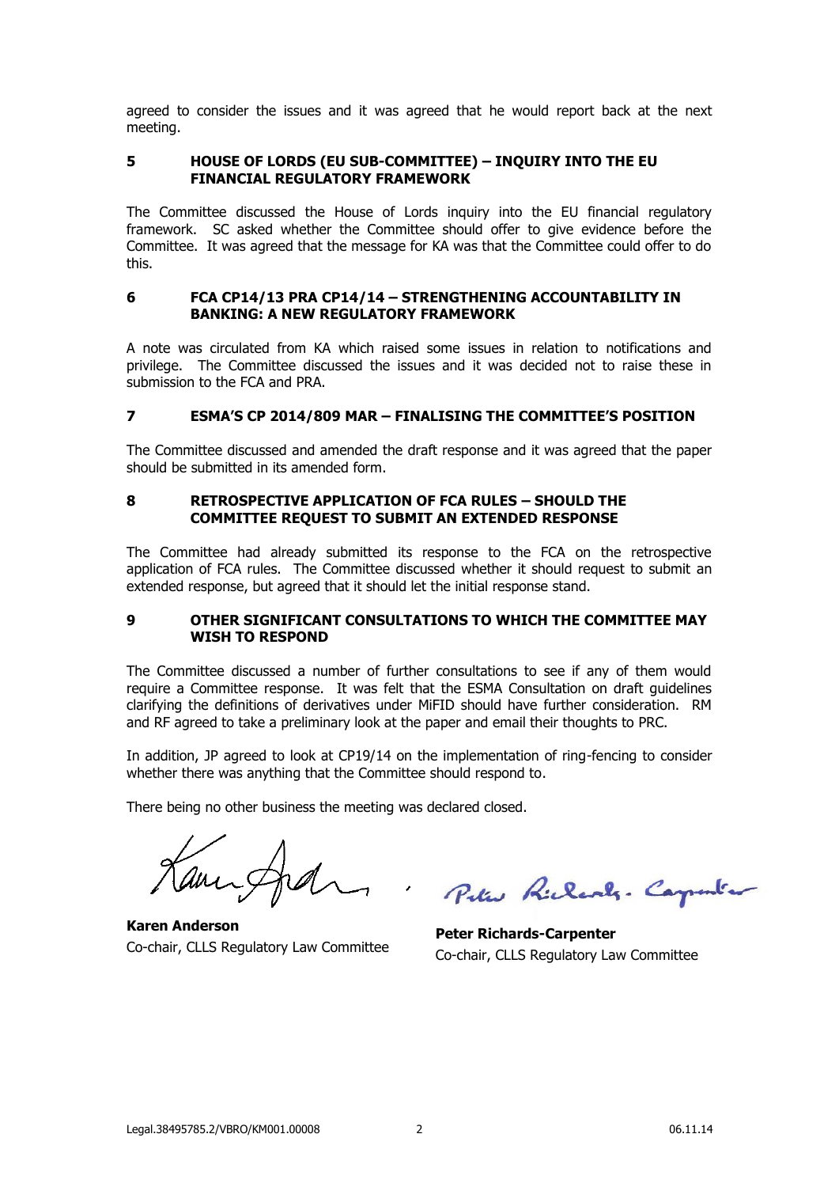agreed to consider the issues and it was agreed that he would report back at the next meeting.

## 5 HOUSE OF LORDS (EU SUB-COMMITTEE) – INQUIRY INTO THE EU FINANCIAL REGULATORY FRAMEWORK

The Committee discussed the House of Lords inquiry into the EU financial regulatory framework. SC asked whether the Committee should offer to give evidence before the Committee. It was agreed that the message for KA was that the Committee could offer to do this.

## 6 FCA CP14/13 PRA CP14/14 – STRENGTHENING ACCOUNTABILITY IN BANKING: A NEW REGULATORY FRAMEWORK

A note was circulated from KA which raised some issues in relation to notifications and privilege. The Committee discussed the issues and it was decided not to raise these in submission to the FCA and PRA.

## 7 ESMA'S CP 2014/809 MAR – FINALISING THE COMMITTEE'S POSITION

The Committee discussed and amended the draft response and it was agreed that the paper should be submitted in its amended form.

## 8 RETROSPECTIVE APPLICATION OF FCA RULES – SHOULD THE COMMITTEE REQUEST TO SUBMIT AN EXTENDED RESPONSE

The Committee had already submitted its response to the FCA on the retrospective application of FCA rules. The Committee discussed whether it should request to submit an extended response, but agreed that it should let the initial response stand.

## 9 OTHER SIGNIFICANT CONSULTATIONS TO WHICH THE COMMITTEE MAY WISH TO RESPOND

The Committee discussed a number of further consultations to see if any of them would require a Committee response. It was felt that the ESMA Consultation on draft guidelines clarifying the definitions of derivatives under MiFID should have further consideration. RM and RF agreed to take a preliminary look at the paper and email their thoughts to PRC.

In addition, JP agreed to look at CP19/14 on the implementation of ring-fencing to consider whether there was anything that the Committee should respond to.

There being no other business the meeting was declared closed.

**Karen Anderson**
Co-chair, CLLS Regulatory Law Committee

**Peter Richards-Carpenter**
Co-chair, CLLS Regulatory Law Committee

Legal.38495785.2/VBRO/KM001.00008 06.11.14